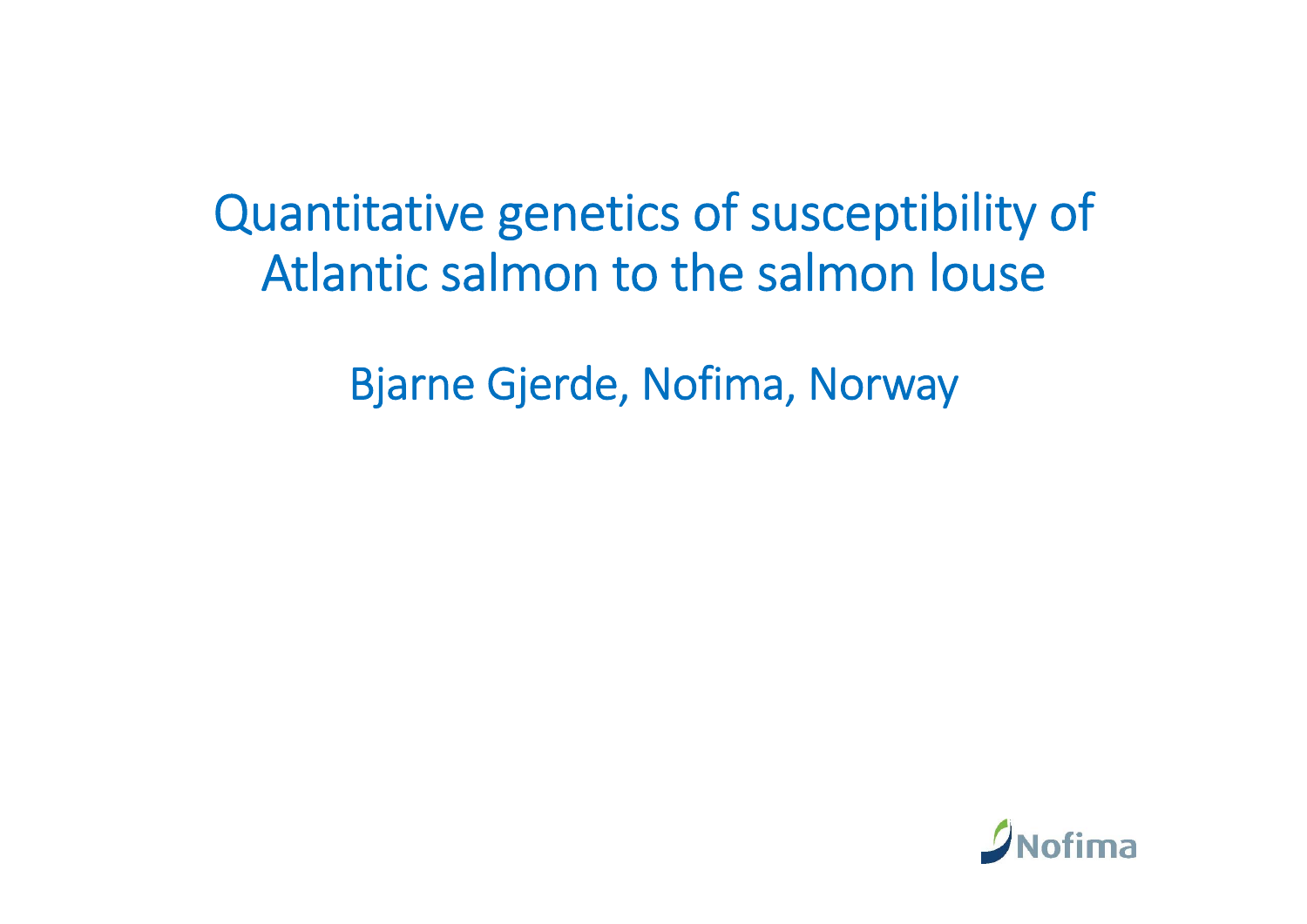# Quantitative genetics of susceptibility of Atlantic salmon to the salmon louse

Bjarne Gjerde, Nofima, Norway

Nofima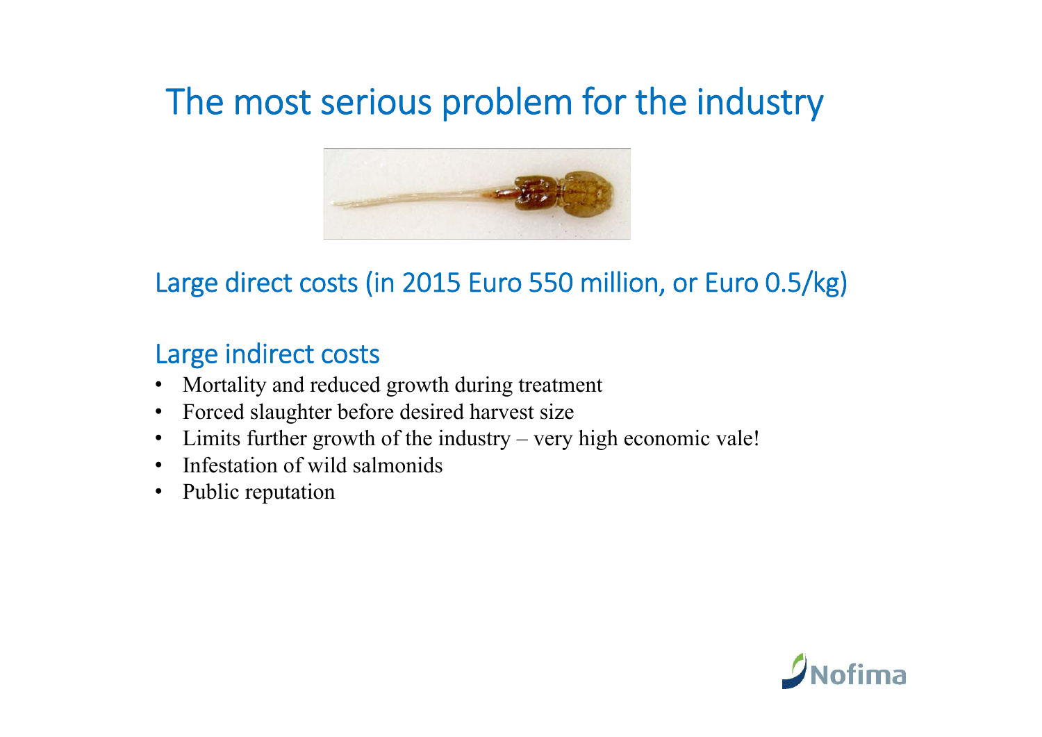# The most serious problem for the industry

## Large direct costs (in 2015 Euro 550 million, or Euro 0.5/kg)

## Large indirect costs

- Mortality and reduced growth during treatment
- Forced slaughter before desired harvest size
- Limits further growth of the industry – very high economic vale!
- Infestation of wild salmonids
- Public reputation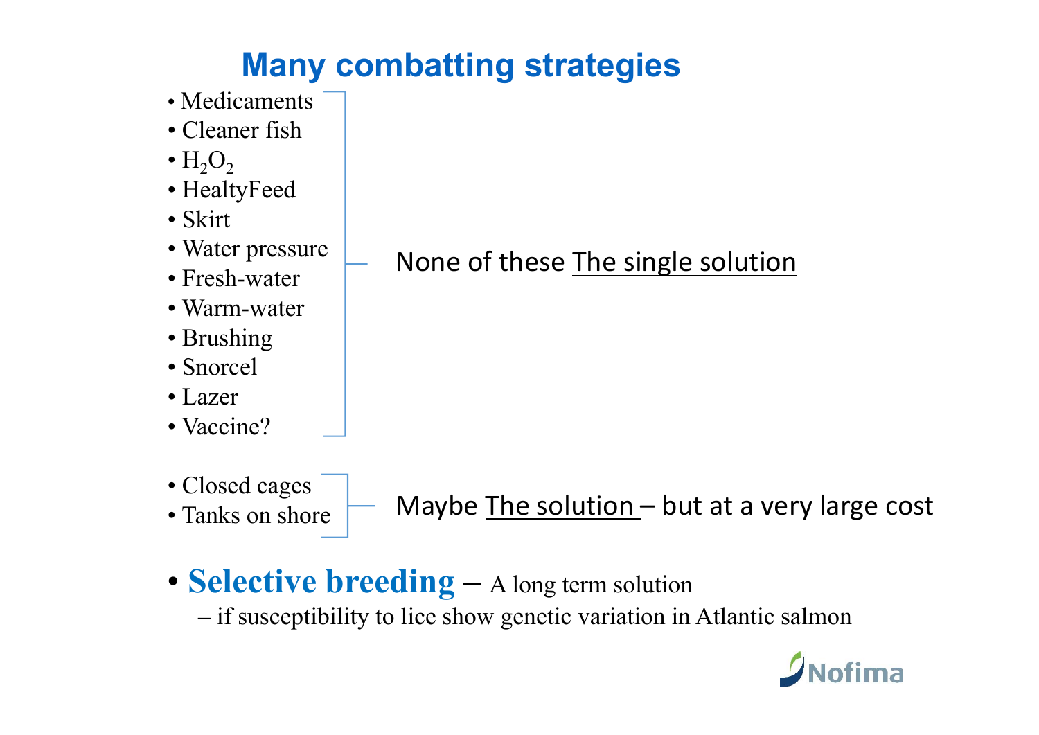# Many combatting strategies

- Medicaments
- Cleaner fish
- $H_2O_2$
- HealtyFeed
- Skirt
- Water pressure
- Fresh-water
- Warm-water
- Brushing
- Snorcel
- Lazer
- Vaccine?

None of these The single solution

- Closed cages
- Tanks on shore

Maybe The solution – but at a very large cost

- **Selective breeding** – A long term solution
  - if susceptibility to lice show genetic variation in Atlantic salmon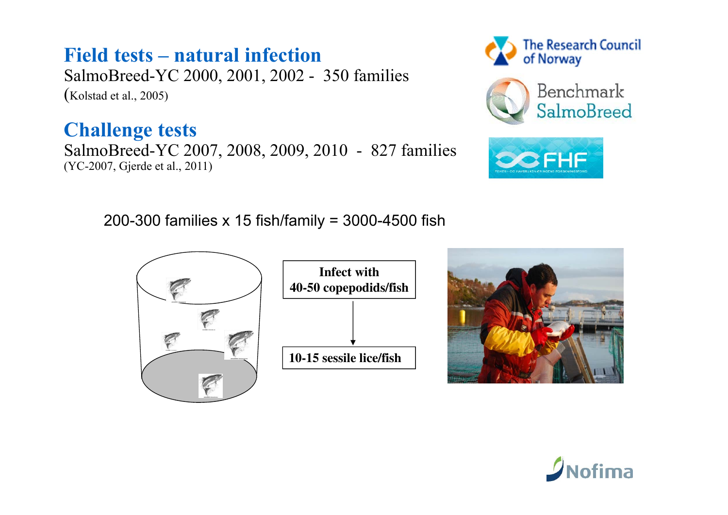## Field tests – natural infection

SalmoBreed-YC 2000, 2001, 2002 - 350 families
(Kolstad et al., 2005)

## Challenge tests

SalmoBreed-YC 2007, 2008, 2009, 2010 - 827 families
(YC-2007, Gjerde et al., 2011)

The Research Council of Norway

Benchmark SalmoBreed

FHF

200-300 families x 15 fish/family = 3000-4500 fish

**Infect with 40-50 copepodids/fish**

↓

**10-15 sessile lice/fish**

Nofima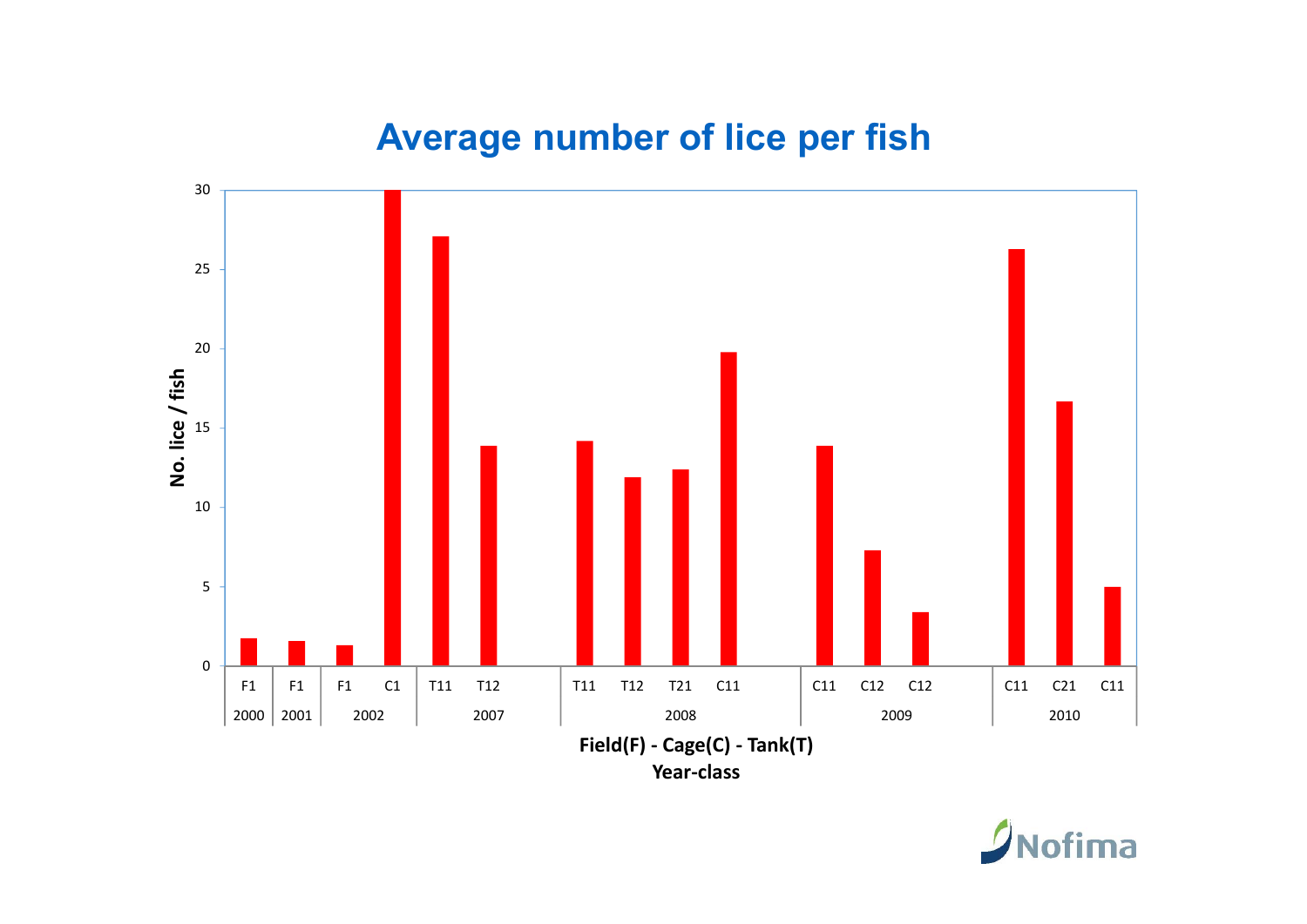# Average number of lice per fish

| Year-class | Field(F) - Cage(C) - Tank(T) | No. lice / fish |
|---|---|---|
| 2000 | F1 | 1.7 |
| 2001 | F1 | 1.6 |
| 2002 | F1 | 1.3 |
| 2002 | C1 | 30 |
| 2007 | T11 | 27.1 |
| 2007 | T12 | 13.9 |
| 2008 | T11 | 14.2 |
| 2008 | T12 | 11.9 |
| 2008 | T21 | 12.4 |
| 2008 | C11 | 19.8 |
| 2009 | C11 | 13.9 |
| 2009 | C12 | 7.3 |
| 2009 | C12 | 3.4 |
| 2010 | C11 | 26.3 |
| 2010 | C21 | 16.7 |
| 2010 | C11 | 5.0 |

Field(F) - Cage(C) - Tank(T)
Year-class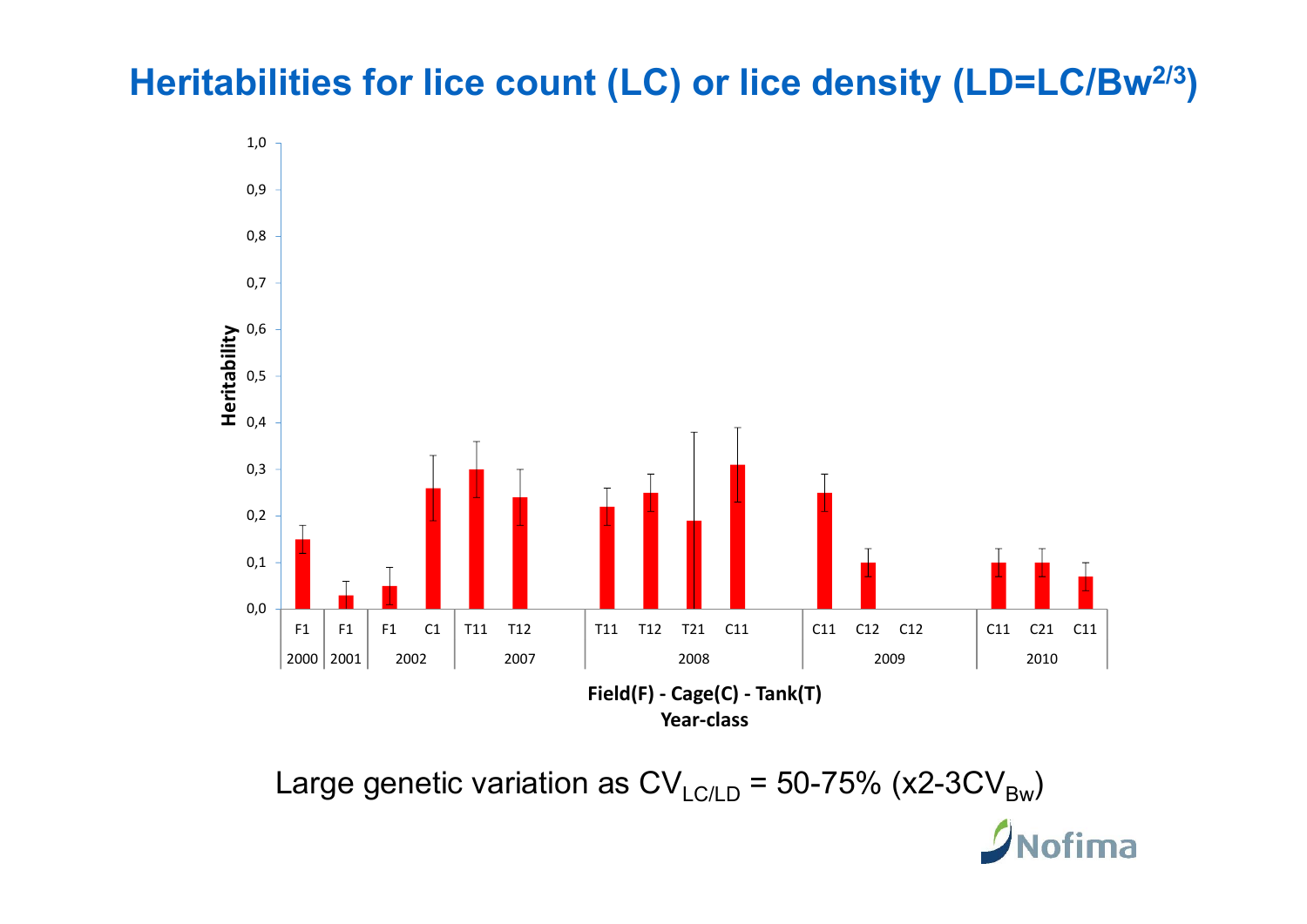# Heritabilities for lice count (LC) or lice density ($LD = LC/Bw^{2/3}$)

| Year-class | Field(F) - Cage(C) - Tank(T) | Heritability |
|---|---|---|
| 2000 | F1 | 0,15 |
| 2001 | F1 | 0,03 |
| 2002 | F1 | 0,05 |
| 2002 | C1 | 0,26 |
| 2007 | T11 | 0,30 |
| 2007 | T12 | 0,24 |
| 2008 | T11 | 0,22 |
| 2008 | T12 | 0,25 |
| 2008 | T21 | 0,19 |
| 2008 | C11 | 0,31 |
| 2009 | C11 | 0,25 |
| 2009 | C12 | 0,10 |
| 2009 | C12 | |
| 2010 | C11 | 0,10 |
| 2010 | C21 | 0,10 |
| 2010 | C11 | 0,07 |

Large genetic variation as $CV_{LC/LD}$ = 50-75% (x2-3$CV_{Bw}$)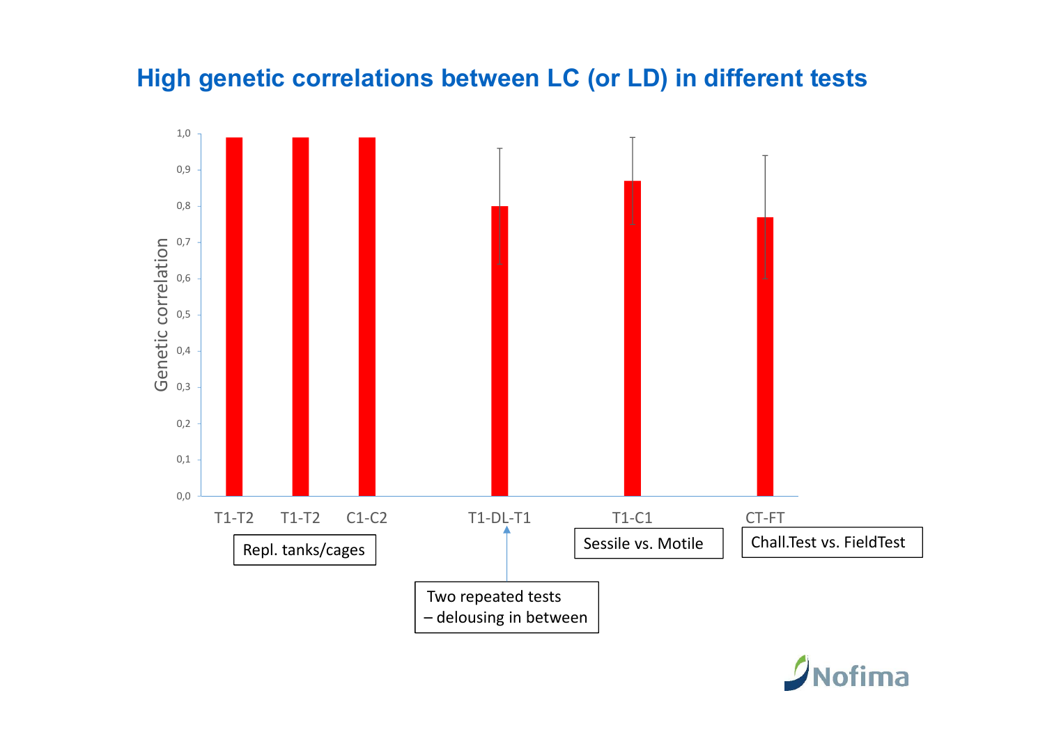# High genetic correlations between LC (or LD) in different tests

| Comparison | Genetic correlation | Description |
|---|---|---|
| T1-T2 | 0,99 | Repl. tanks/cages |
| T1-T2 | 0,99 | Repl. tanks/cages |
| C1-C2 | 0,99 | Repl. tanks/cages |
| T1-DL-T1 | 0,80 | Two repeated tests – delousing in between |
| T1-C1 | 0,87 | Sessile vs. Motile |
| CT-FT | 0,77 | Chall.Test vs. FieldTest |

Genetic correlation

Repl. tanks/cages

Two repeated tests
– delousing in between

Sessile vs. Motile

Chall.Test vs. FieldTest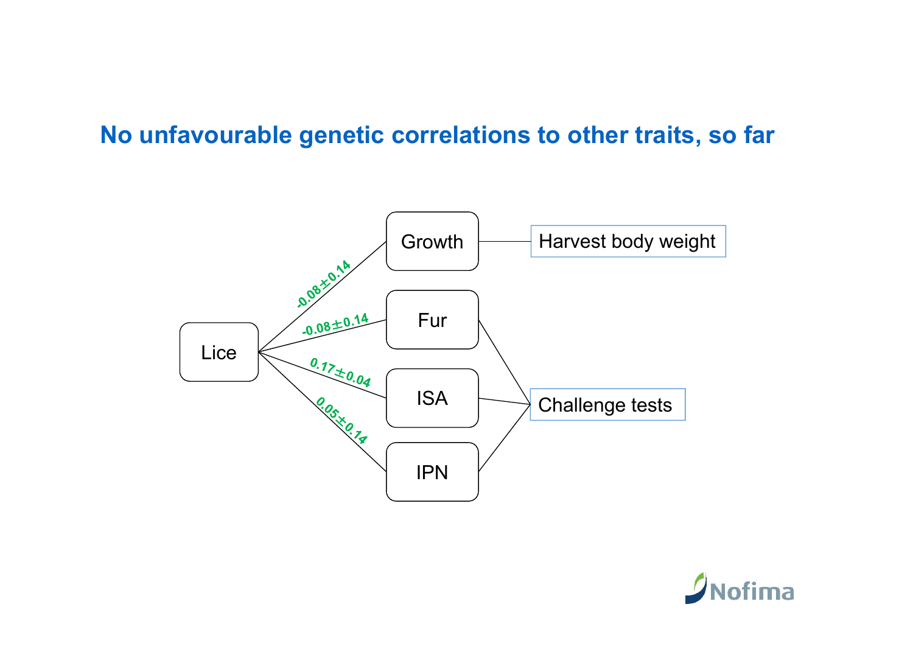# No unfavourable genetic correlations to other traits, so far

Lice → Growth: $-0.08 \pm 0.14$

Lice → Fur: $-0.08 \pm 0.14$

Lice → ISA: $0.17 \pm 0.04$

Lice → IPN: $0.05 \pm 0.14$

Growth — Harvest body weight

Fur, ISA, IPN — Challenge tests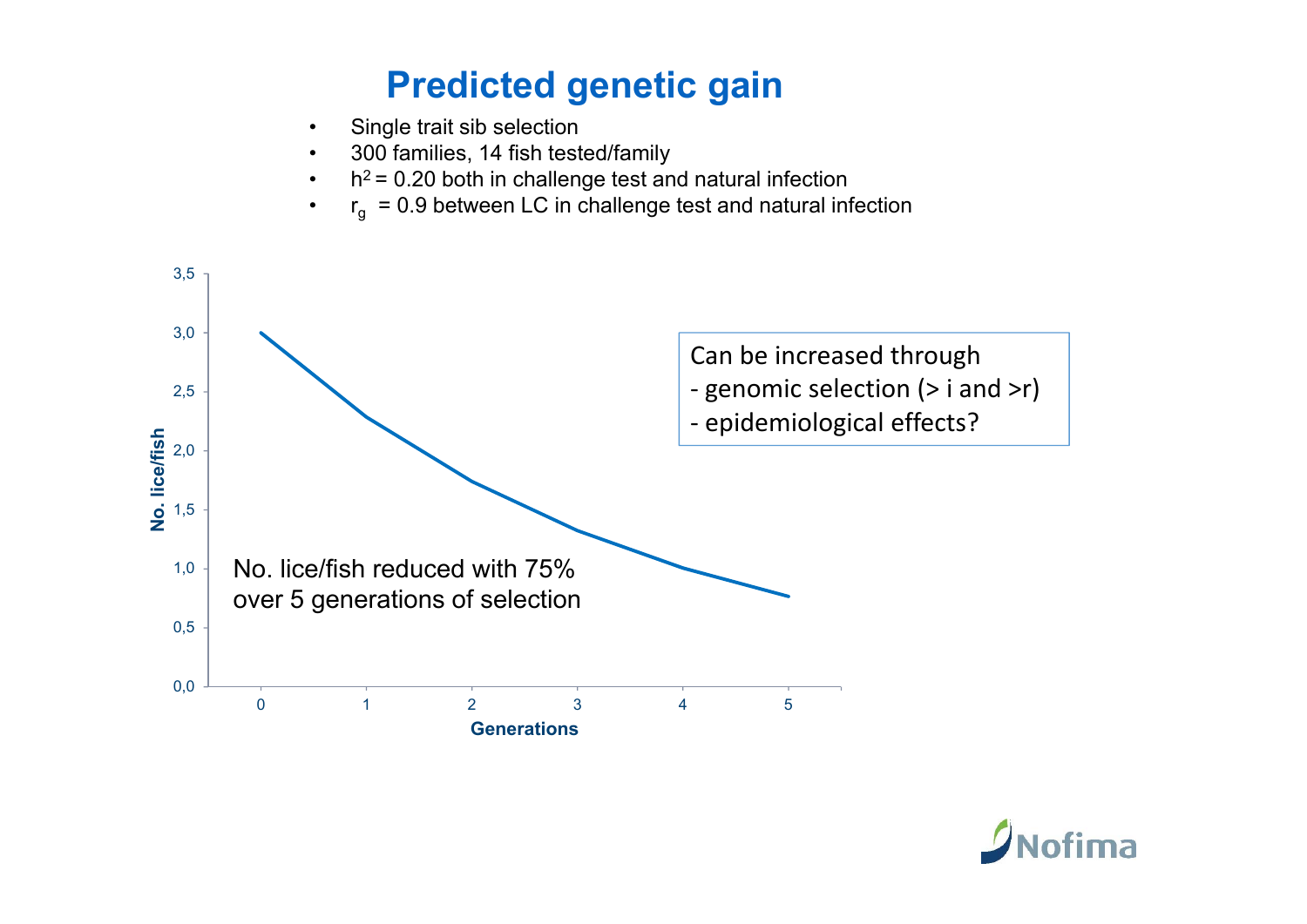# Predicted genetic gain

- Single trait sib selection
- 300 families, 14 fish tested/family
- $h^2 = 0.20$ both in challenge test and natural infection
- $r_g = 0.9$ between LC in challenge test and natural infection

No. lice/fish

3,5
3,0
2,5
2,0
1,5
1,0
0,5
0,0

0 1 2 3 4 5

Generations

Can be increased through
- genomic selection (> i and >r)
- epidemiological effects?

No. lice/fish reduced with 75% over 5 generations of selection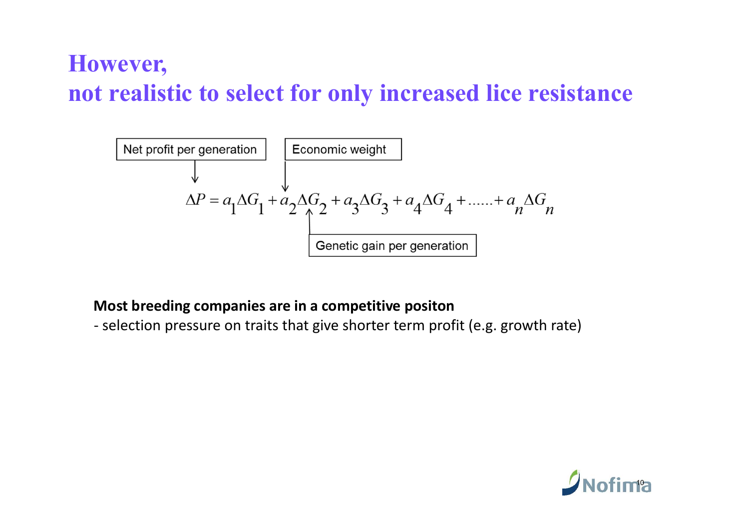# However, not realistic to select for only increased lice resistance

Net profit per generation — Economic weight

$$\Delta P = a_1 \Delta G_1 + a_2 \Delta G_2 + a_3 \Delta G_3 + a_4 \Delta G_4 + \ldots\ldots + a_n \Delta G_n$$

Genetic gain per generation

**Most breeding companies are in a competitive positon**

- selection pressure on traits that give shorter term profit (e.g. growth rate)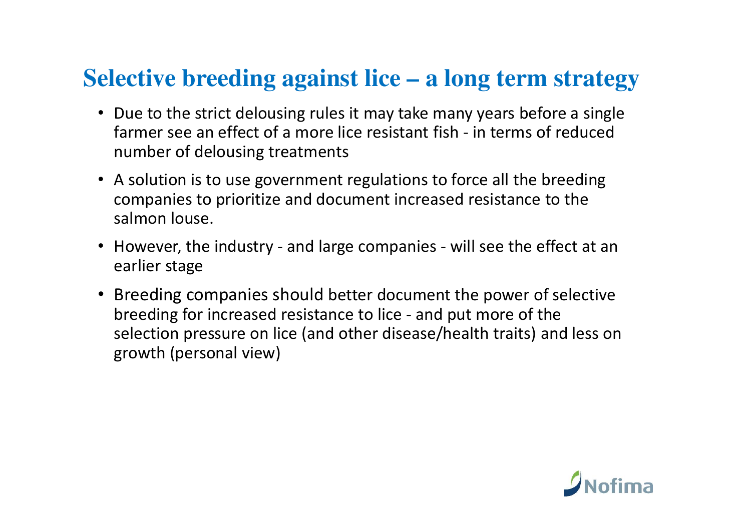# Selective breeding against lice – a long term strategy

- Due to the strict delousing rules it may take many years before a single farmer see an effect of a more lice resistant fish - in terms of reduced number of delousing treatments
- A solution is to use government regulations to force all the breeding companies to prioritize and document increased resistance to the salmon louse.
- However, the industry - and large companies - will see the effect at an earlier stage
- Breeding companies should better document the power of selective breeding for increased resistance to lice - and put more of the selection pressure on lice (and other disease/health traits) and less on growth (personal view)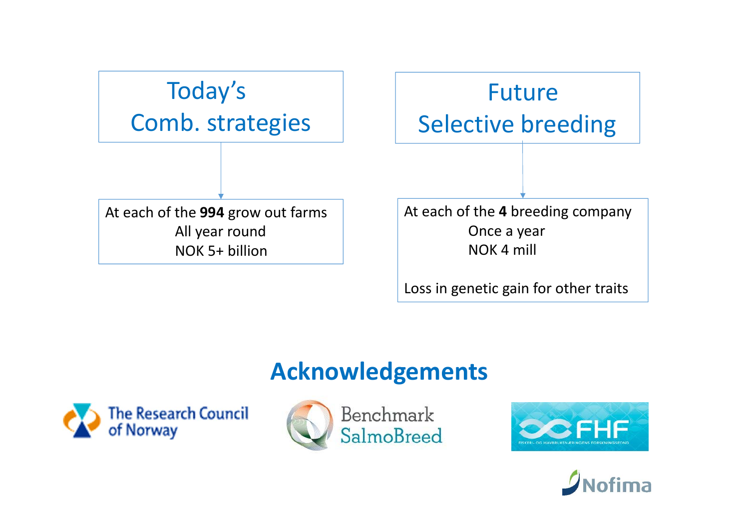**Today's Comb. strategies**

At each of the **994** grow out farms
All year round
NOK 5+ billion

**Future Selective breeding**

At each of the **4** breeding company
Once a year
NOK 4 mill

Loss in genetic gain for other traits

## Acknowledgements

The Research Council of Norway

Benchmark SalmoBreed

FHF
FISKERI- OG HAVBRUKSNÆRINGENS FORSKNINGSFOND

Nofima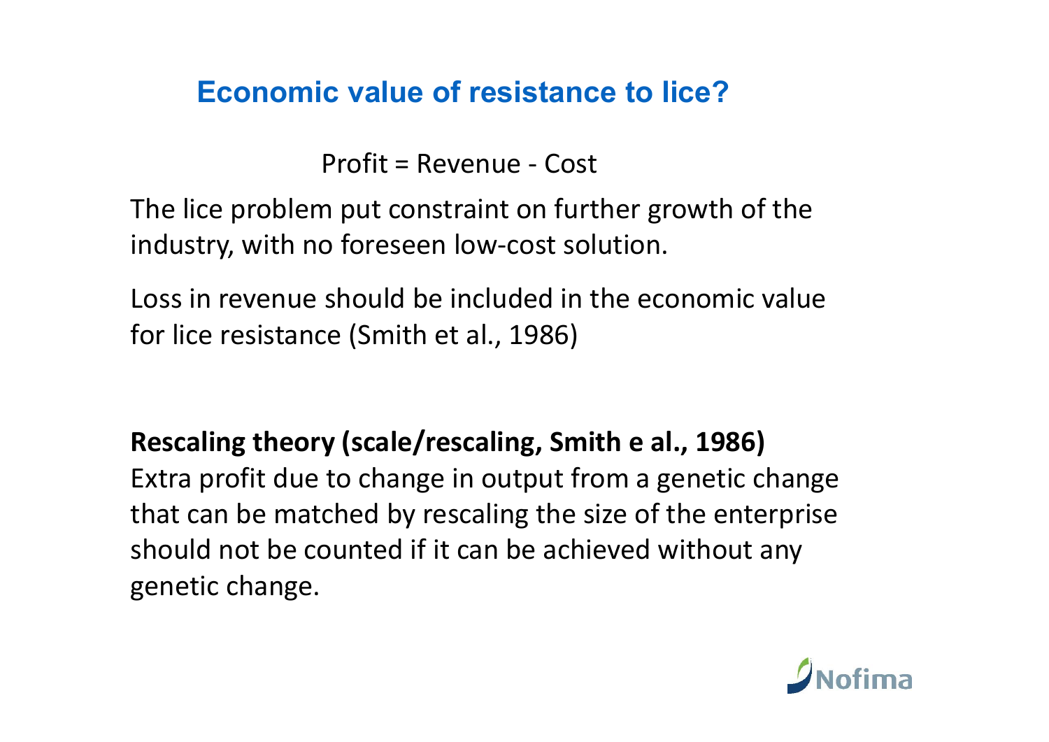## Economic value of resistance to lice?

Profit = Revenue - Cost

The lice problem put constraint on further growth of the industry, with no foreseen low-cost solution.

Loss in revenue should be included in the economic value for lice resistance (Smith et al., 1986)

**Rescaling theory (scale/rescaling, Smith e al., 1986)**
Extra profit due to change in output from a genetic change that can be matched by rescaling the size of the enterprise should not be counted if it can be achieved without any genetic change.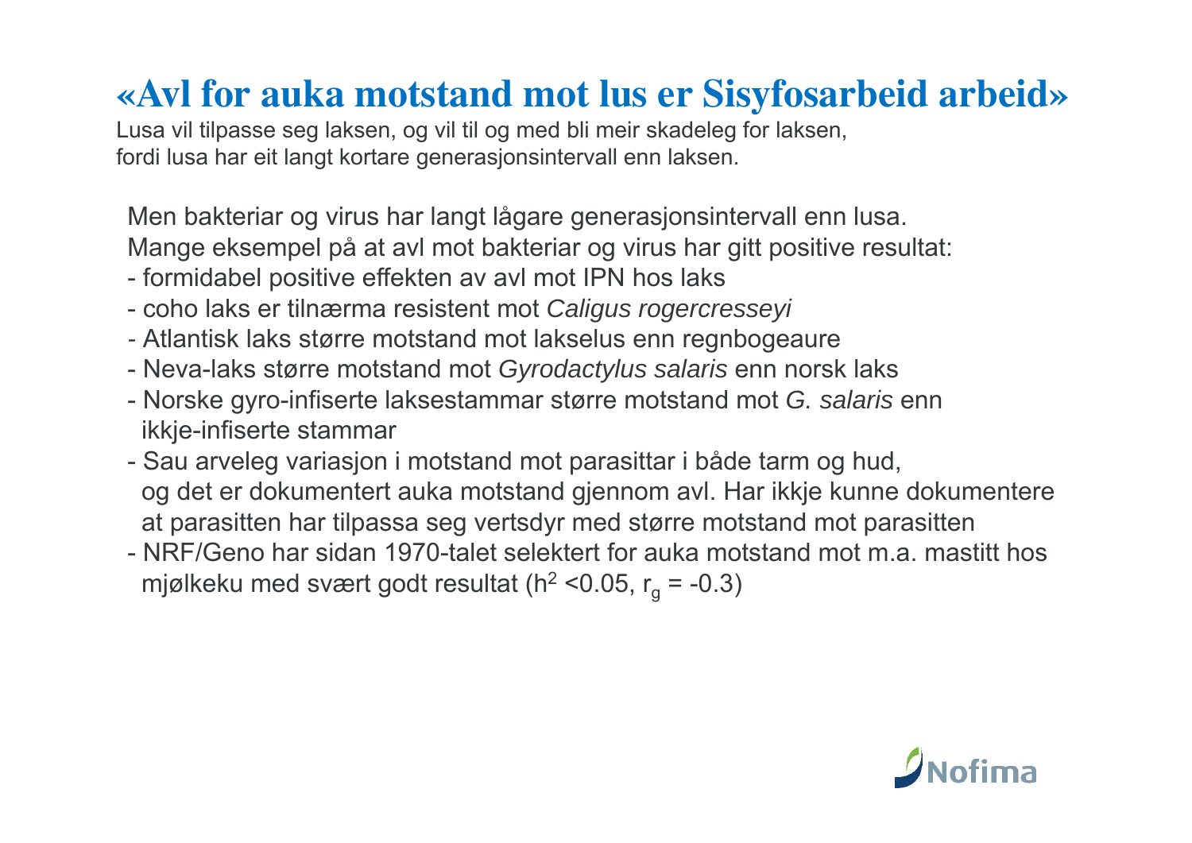# «Avl for auka motstand mot lus er Sisyfosarbeid arbeid»

Lusa vil tilpasse seg laksen, og vil til og med bli meir skadeleg for laksen, fordi lusa har eit langt kortare generasjonsintervall enn laksen.

Men bakteriar og virus har langt lågare generasjonsintervall enn lusa. Mange eksempel på at avl mot bakteriar og virus har gitt positive resultat:

- formidabel positive effekten av avl mot IPN hos laks
- coho laks er tilnærma resistent mot *Caligus rogercresseyi*
- Atlantisk laks større motstand mot lakselus enn regnbogeaure
- Neva-laks større motstand mot *Gyrodactylus salaris* enn norsk laks
- Norske gyro-infiserte laksestammar større motstand mot *G. salaris* enn ikkje-infiserte stammar
- Sau arveleg variasjon i motstand mot parasittar i både tarm og hud, og det er dokumentert auka motstand gjennom avl. Har ikkje kunne dokumentere at parasitten har tilpassa seg vertsdyr med større motstand mot parasitten
- NRF/Geno har sidan 1970-talet selektert for auka motstand mot m.a. mastitt hos mjølkeku med svært godt resultat ($h^2 < 0.05$, $r_g = -0.3$)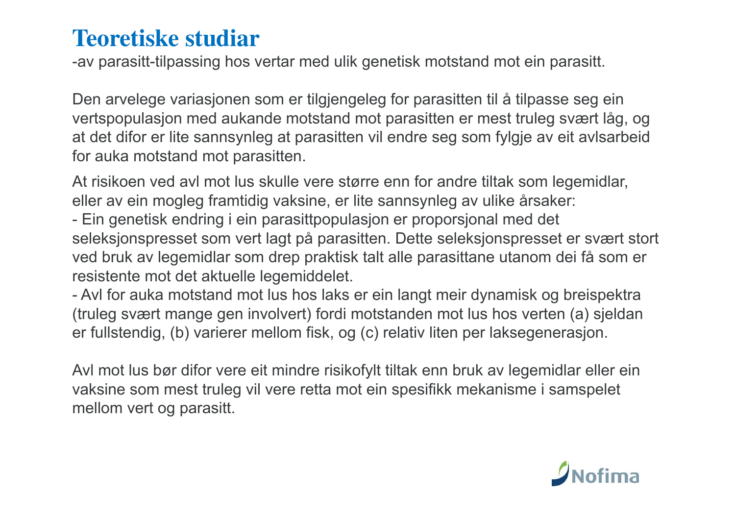# Teoretiske studiar

-av parasitt-tilpassing hos vertar med ulik genetisk motstand mot ein parasitt.

Den arvelege variasjonen som er tilgjengeleg for parasitten til å tilpasse seg ein vertspopulasjon med aukande motstand mot parasitten er mest truleg svært låg, og at det difor er lite sannsynleg at parasitten vil endre seg som fylgje av eit avlsarbeid for auka motstand mot parasitten.

At risikoen ved avl mot lus skulle vere større enn for andre tiltak som legemidlar, eller av ein mogleg framtidig vaksine, er lite sannsynleg av ulike årsaker:

- Ein genetisk endring i ein parasittpopulasjon er proporsjonal med det seleksjonspresset som vert lagt på parasitten. Dette seleksjonspresset er svært stort ved bruk av legemidlar som drep praktisk talt alle parasittane utanom dei få som er resistente mot det aktuelle legemiddelet.
- Avl for auka motstand mot lus hos laks er ein langt meir dynamisk og breispektra (truleg svært mange gen involvert) fordi motstanden mot lus hos verten (a) sjeldan er fullstendig, (b) varierer mellom fisk, og (c) relativ liten per laksegenerasjon.

Avl mot lus bør difor vere eit mindre risikofylt tiltak enn bruk av legemidlar eller ein vaksine som mest truleg vil vere retta mot ein spesifikk mekanisme i samspelet mellom vert og parasitt.